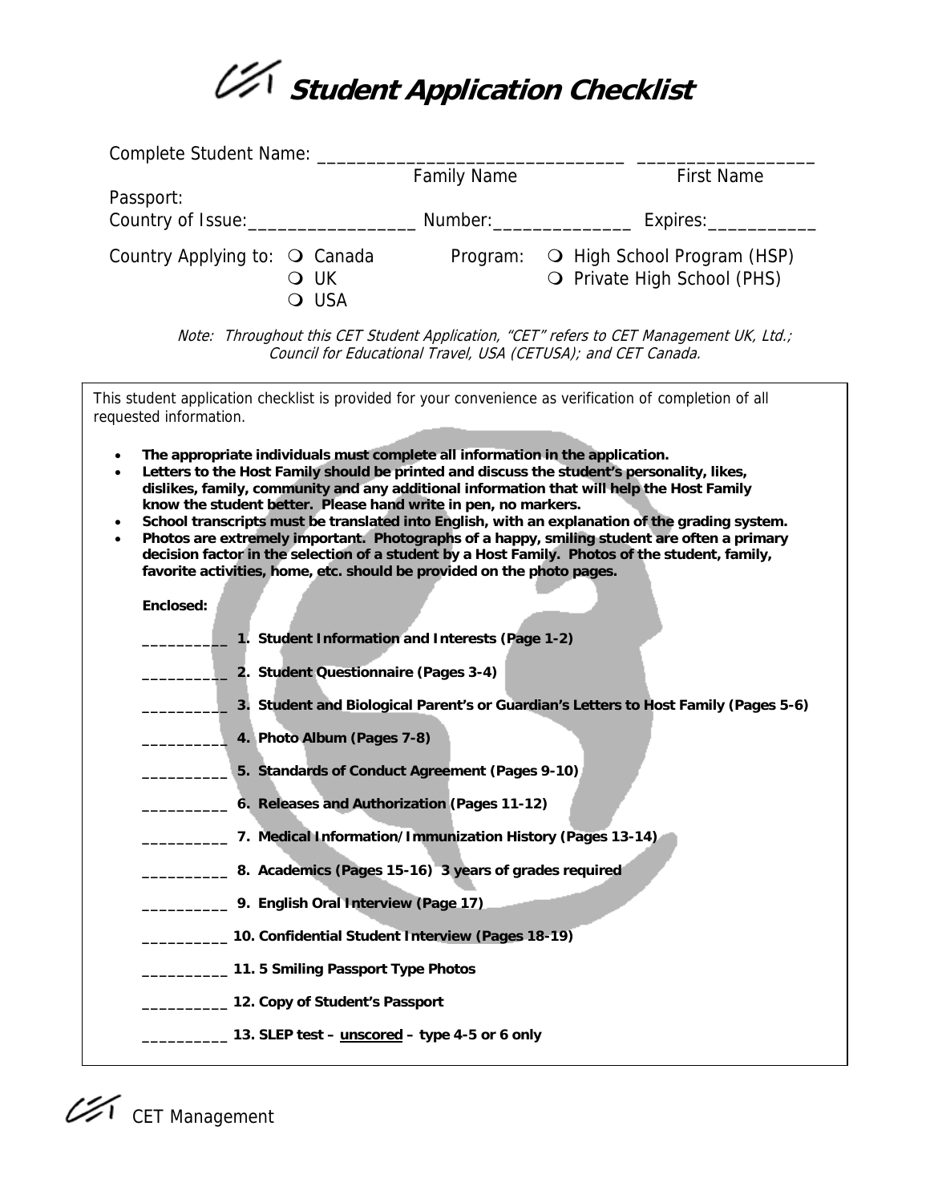# Student Application Checklist

Complete Student Name: _______________________________ __________________

Family Name First Name

Passport:

Country of Issue:__________________ Number:_______________ Expires:____________

Country Applying to: ❍ Canada ❍ UK ❍ USA

Program: ❍ High School Program (HSP) ❍ Private High School (PHS)

*Note: Throughout this CET Student Application, "CET" refers to CET Management UK, Ltd.; Council for Educational Travel, USA (CETUSA); and CET Canada.*

This student application checklist is provided for your convenience as verification of completion of all requested information.

- **The appropriate individuals must complete all information in the application.**
- **Letters to the Host Family should be printed and discuss the student's personality, likes, dislikes, family, community and any additional information that will help the Host Family know the student better. Please hand write in pen, no markers.**
- **School transcripts must be translated into English, with an explanation of the grading system.**
- **Photos are extremely important. Photographs of a happy, smiling student are often a primary decision factor in the selection of a student by a Host Family. Photos of the student, family, favorite activities, home, etc. should be provided on the photo pages.**

**Enclosed:**

__________ **1. Student Information and Interests (Page 1-2)**

__________ **2. Student Questionnaire (Pages 3-4)**

__________ **3. Student and Biological Parent's or Guardian's Letters to Host Family (Pages 5-6)**

__________ **4. Photo Album (Pages 7-8)**

__________ **5. Standards of Conduct Agreement (Pages 9-10)**

__________ **6. Releases and Authorization (Pages 11-12)**

__________ **7. Medical Information/Immunization History (Pages 13-14)**

__________ **8. Academics (Pages 15-16) 3 years of grades required**

__________ **9. English Oral Interview (Page 17)**

__________ **10. Confidential Student Interview (Pages 18-19)**

__________ **11. 5 Smiling Passport Type Photos**

__________ **12. Copy of Student's Passport**

__________ **13. SLEP test – <u>unscored</u> – type 4-5 or 6 only**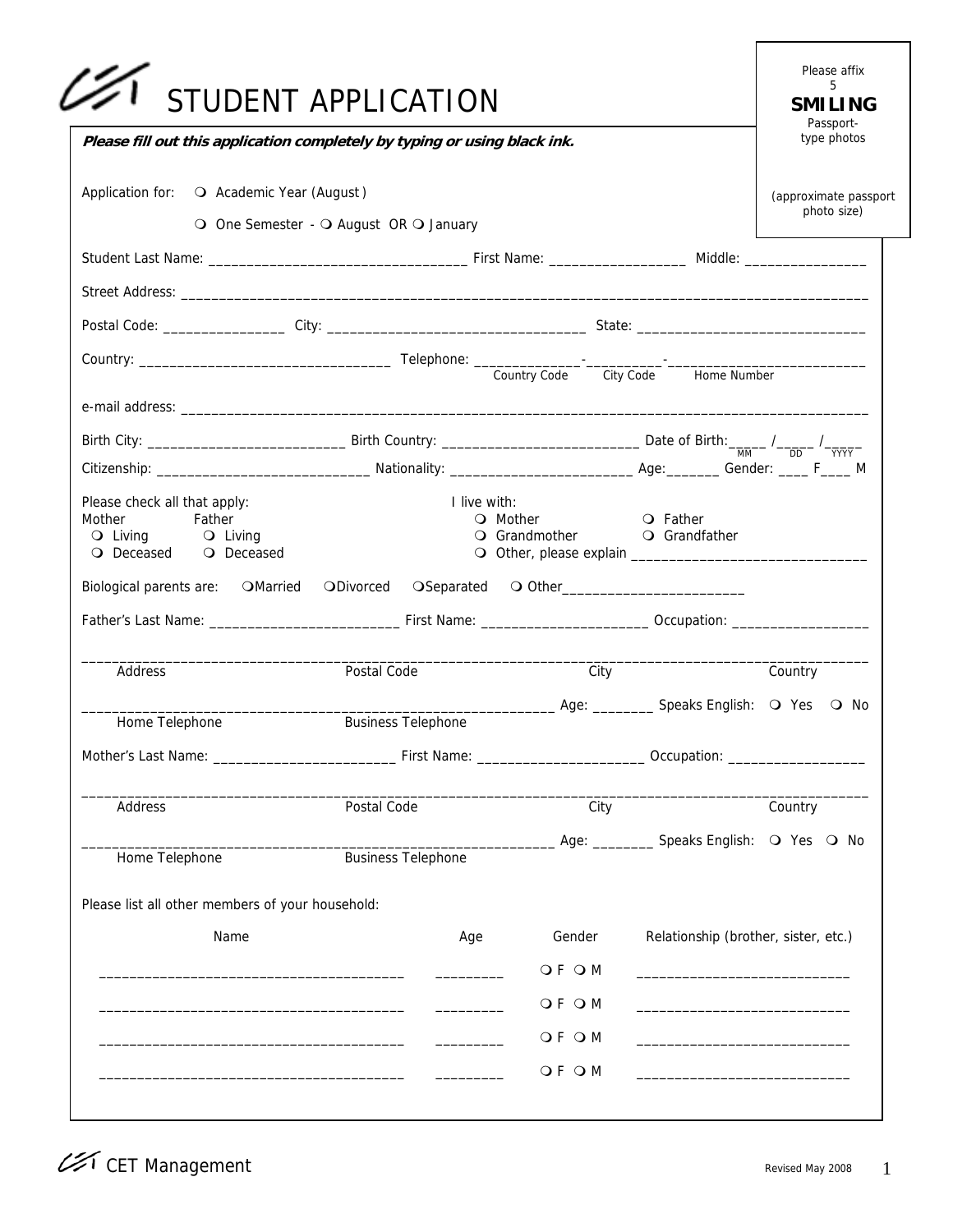# STUDENT APPLICATION

Please affix 5 **SMILING** Passport-type photos

(approximate passport photo size)

***Please fill out this application completely by typing or using black ink.***

Application for: ❍ Academic Year (August)

❍ One Semester - ❍ August OR ❍ January

Student Last Name: ___________________________________ First Name: __________________ Middle: ________________

Street Address: ______________________________________________________________________________________

Postal Code: ________________ City: __________________________________ State: ______________________________

Country: __________________________________ Telephone: ______________-__________-___________________________
Country Code City Code Home Number

e-mail address: ______________________________________________________________________________________

Birth City: __________________________ Birth Country: __________________________ Date of Birth: _____ /_____ /_____
MM DD YYYY

Citizenship: ____________________________ Nationality: ________________________ Age:_______ Gender: ____ F____ M

Please check all that apply:

Mother: ❍ Living ❍ Deceased

Father: ❍ Living ❍ Deceased

I live with:

❍ Mother ❍ Father

❍ Grandmother ❍ Grandfather

❍ Other, please explain ______________________________

Biological parents are: ❍Married ❍Divorced ❍Separated ❍ Other________________________

Father's Last Name: ________________________ First Name: ______________________ Occupation: __________________

_______________________________________________________________________________________________
Address Postal Code City Country

________________________________________________________________ Age: ________ Speaks English: ❍ Yes ❍ No
Home Telephone Business Telephone

Mother's Last Name: ________________________ First Name: ______________________ Occupation: __________________

_______________________________________________________________________________________________
Address Postal Code City Country

________________________________________________________________ Age: ________ Speaks English: ❍ Yes ❍ No
Home Telephone Business Telephone

Please list all other members of your household:

| Name | Age | Gender | Relationship (brother, sister, etc.) |
|---|---|---|---|
| ________________________ | _________ | ❍ F ❍ M | ____________________________ |
| ________________________ | _________ | ❍ F ❍ M | ____________________________ |
| ________________________ | _________ | ❍ F ❍ M | ____________________________ |
| ________________________ | _________ | ❍ F ❍ M | ____________________________ |

CET Management

Revised May 2008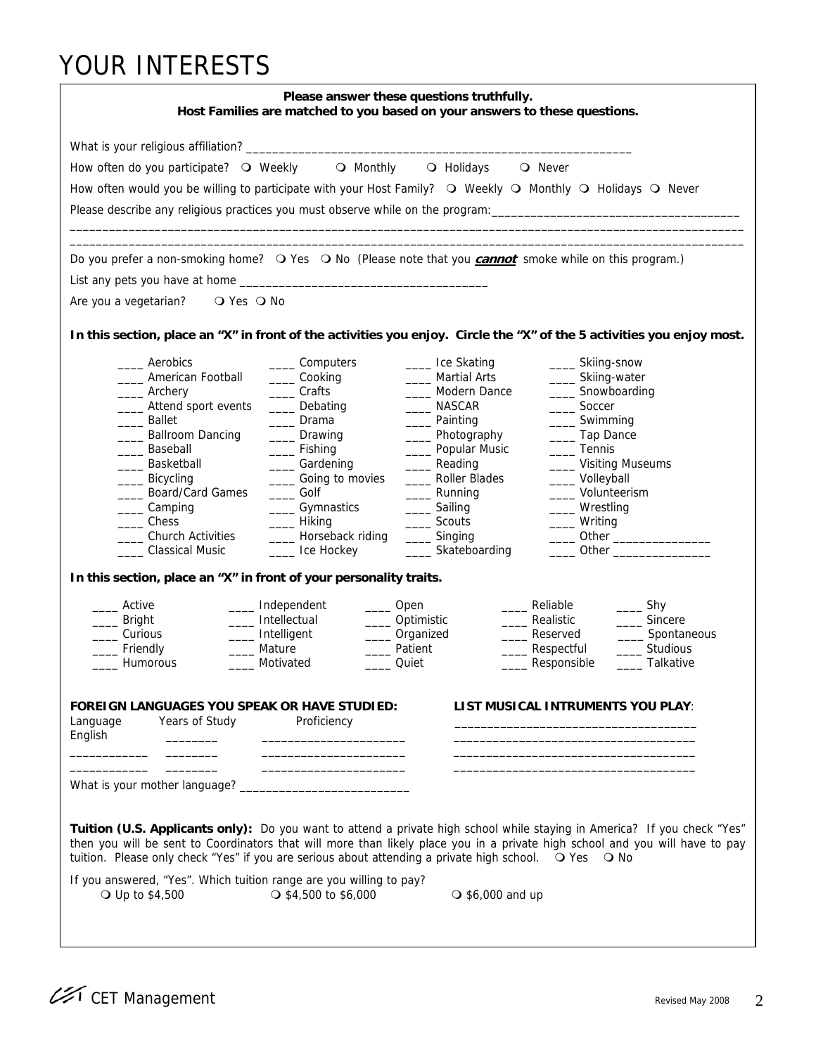# YOUR INTERESTS

**Please answer these questions truthfully.**
**Host Families are matched to you based on your answers to these questions.**

What is your religious affiliation? ____________________________________________________________

How often do you participate? ❍ Weekly ❍ Monthly ❍ Holidays ❍ Never

How often would you be willing to participate with your Host Family? ❍ Weekly ❍ Monthly ❍ Holidays ❍ Never

Please describe any religious practices you must observe while on the program:______________________________________

________________________________________________________________________________________________________

________________________________________________________________________________________________________

Do you prefer a non-smoking home? ❍ Yes ❍ No (Please note that you ***cannot*** smoke while on this program.)

List any pets you have at home _____________________________________

Are you a vegetarian? ❍ Yes ❍ No

**In this section, place an "X" in front of the activities you enjoy. Circle the "X" of the 5 activities you enjoy most.**

| | | | |
|---|---|---|---|
| ____ Aerobics | ____ Computers | ____ Ice Skating | ____ Skiing-snow |
| ____ American Football | ____ Cooking | ____ Martial Arts | ____ Skiing-water |
| ____ Archery | ____ Crafts | ____ Modern Dance | ____ Snowboarding |
| ____ Attend sport events | ____ Debating | ____ NASCAR | ____ Soccer |
| ____ Ballet | ____ Drama | ____ Painting | ____ Swimming |
| ____ Ballroom Dancing | ____ Drawing | ____ Photography | ____ Tap Dance |
| ____ Baseball | ____ Fishing | ____ Popular Music | ____ Tennis |
| ____ Basketball | ____ Gardening | ____ Reading | ____ Visiting Museums |
| ____ Bicycling | ____ Going to movies | ____ Roller Blades | ____ Volleyball |
| ____ Board/Card Games | ____ Golf | ____ Running | ____ Volunteerism |
| ____ Camping | ____ Gymnastics | ____ Sailing | ____ Wrestling |
| ____ Chess | ____ Hiking | ____ Scouts | ____ Writing |
| ____ Church Activities | ____ Horseback riding | ____ Singing | ____ Other _______________ |
| ____ Classical Music | ____ Ice Hockey | ____ Skateboarding | ____ Other _______________ |

**In this section, place an "X" in front of your personality traits.**

| | | | | |
|---|---|---|---|---|
| ____ Active | ____ Independent | ____ Open | ____ Reliable | ____ Shy |
| ____ Bright | ____ Intellectual | ____ Optimistic | ____ Realistic | ____ Sincere |
| ____ Curious | ____ Intelligent | ____ Organized | ____ Reserved | ____ Spontaneous |
| ____ Friendly | ____ Mature | ____ Patient | ____ Respectful | ____ Studious |
| ____ Humorous | ____ Motivated | ____ Quiet | ____ Responsible | ____ Talkative |

**FOREIGN LANGUAGES YOU SPEAK OR HAVE STUDIED:**

| Language | Years of Study | Proficiency |
|---|---|---|
| English | ________ | ______________________ |
| ____________ | ________ | ______________________ |
| ____________ | ________ | ______________________ |

What is your mother language? __________________________

**LIST MUSICAL INTRUMENTS YOU PLAY**:

_____________________________________

_____________________________________

_____________________________________

_____________________________________

**Tuition (U.S. Applicants only):** Do you want to attend a private high school while staying in America? If you check "Yes" then you will be sent to Coordinators that will more than likely place you in a private high school and you will have to pay tuition. Please only check "Yes" if you are serious about attending a private high school. ❍ Yes ❍ No

If you answered, "Yes". Which tuition range are you willing to pay?

❍ Up to $4,500 ❍ $4,500 to $6,000 ❍ $6,000 and up

CET Management

Revised May 2008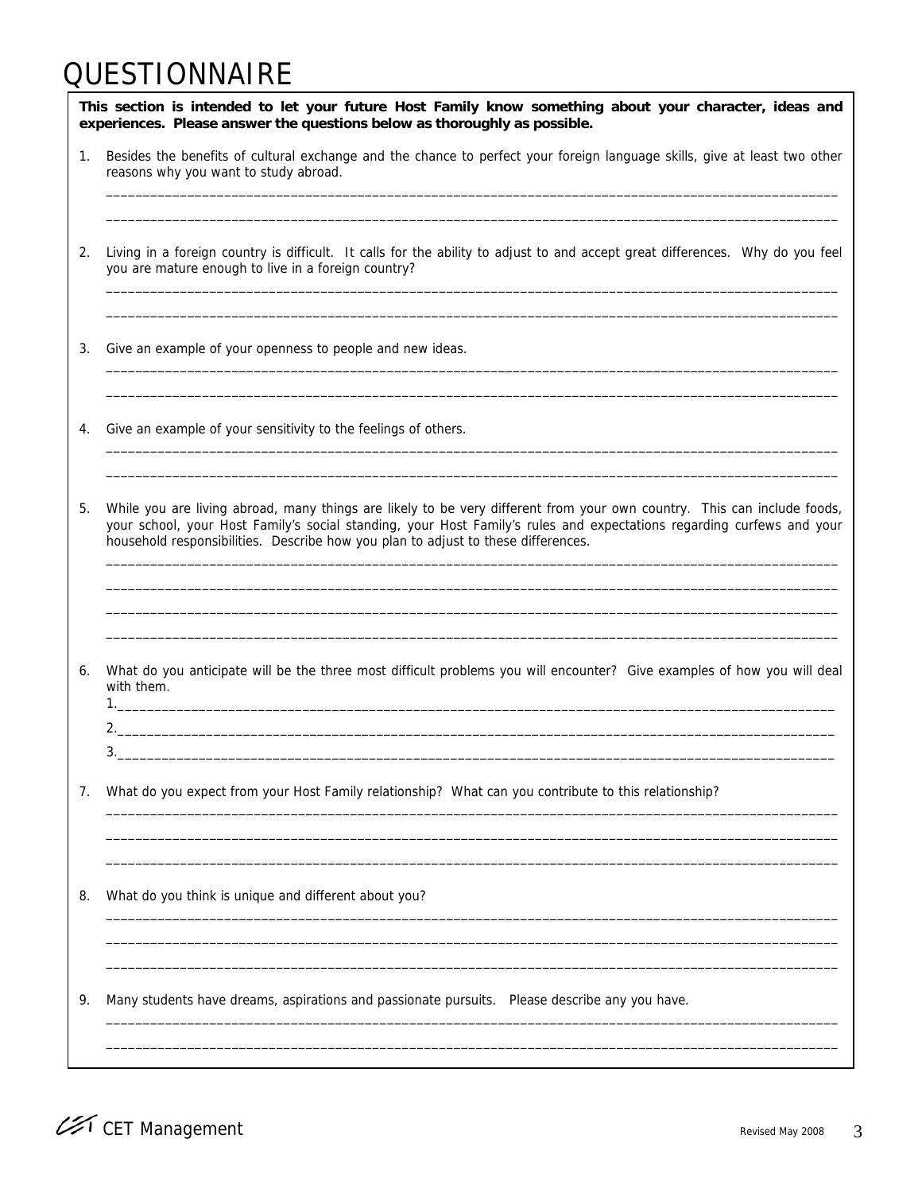# QUESTIONNAIRE

**This section is intended to let your future Host Family know something about your character, ideas and experiences. Please answer the questions below as thoroughly as possible.**

1. Besides the benefits of cultural exchange and the chance to perfect your foreign language skills, give at least two other reasons why you want to study abroad.

   ______________________________________________________________________________

   ______________________________________________________________________________

2. Living in a foreign country is difficult. It calls for the ability to adjust to and accept great differences. Why do you feel you are mature enough to live in a foreign country?

   ______________________________________________________________________________

   ______________________________________________________________________________

3. Give an example of your openness to people and new ideas.

   ______________________________________________________________________________

   ______________________________________________________________________________

4. Give an example of your sensitivity to the feelings of others.

   ______________________________________________________________________________

   ______________________________________________________________________________

5. While you are living abroad, many things are likely to be very different from your own country. This can include foods, your school, your Host Family's social standing, your Host Family's rules and expectations regarding curfews and your household responsibilities. Describe how you plan to adjust to these differences.

   ______________________________________________________________________________

   ______________________________________________________________________________

   ______________________________________________________________________________

   ______________________________________________________________________________

6. What do you anticipate will be the three most difficult problems you will encounter? Give examples of how you will deal with them.

   1.____________________________________________________________________________

   2.____________________________________________________________________________

   3.____________________________________________________________________________

7. What do you expect from your Host Family relationship? What can you contribute to this relationship?

   ______________________________________________________________________________

   ______________________________________________________________________________

   ______________________________________________________________________________

8. What do you think is unique and different about you?

   ______________________________________________________________________________

   ______________________________________________________________________________

   ______________________________________________________________________________

9. Many students have dreams, aspirations and passionate pursuits. Please describe any you have.

   ______________________________________________________________________________

   ______________________________________________________________________________

CET Management

Revised May 2008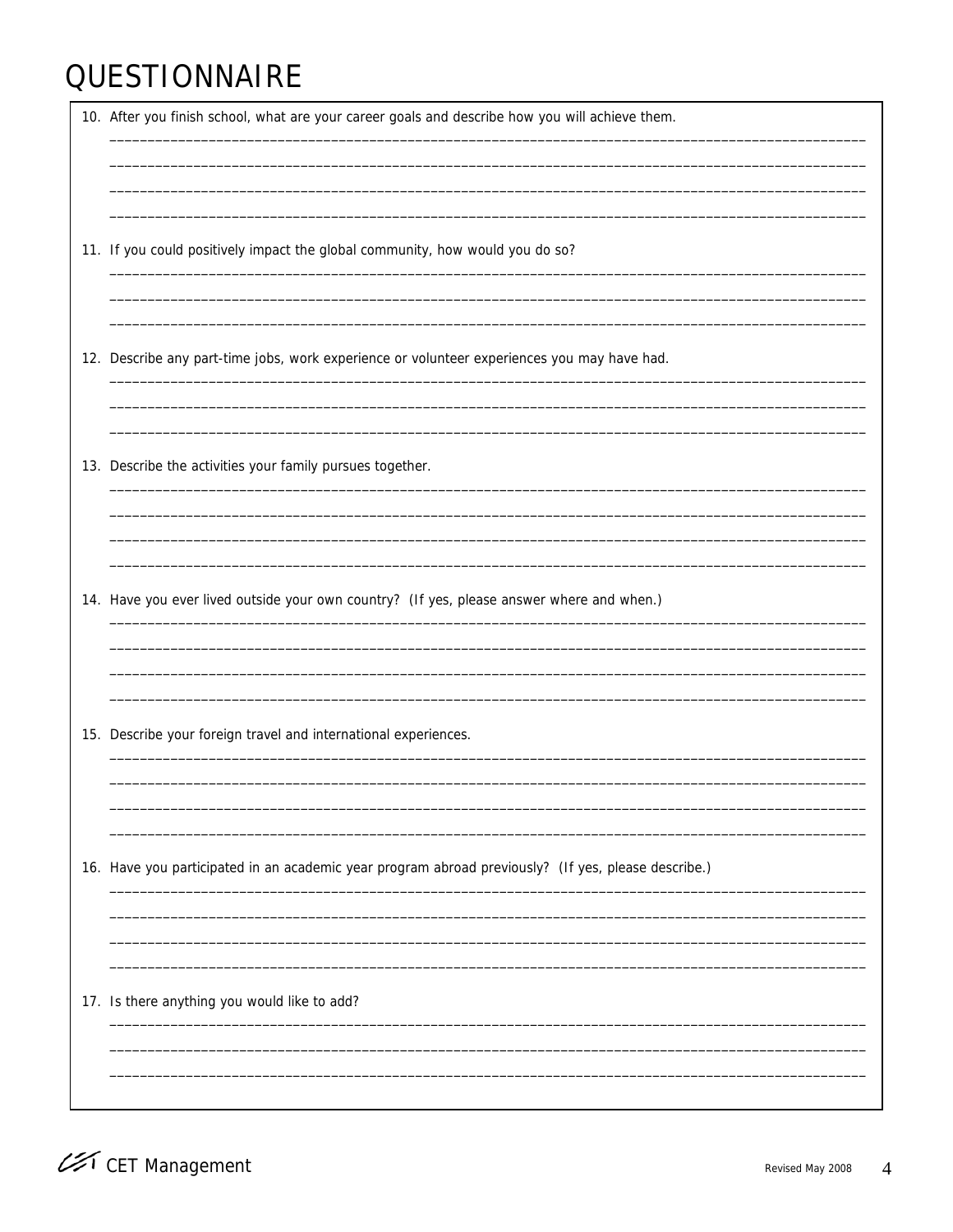# QUESTIONNAIRE

10. After you finish school, what are your career goals and describe how you will achieve them.

11. If you could positively impact the global community, how would you do so?

12. Describe any part-time jobs, work experience or volunteer experiences you may have had.

13. Describe the activities your family pursues together.

14. Have you ever lived outside your own country? (If yes, please answer where and when.)

15. Describe your foreign travel and international experiences.

16. Have you participated in an academic year program abroad previously? (If yes, please describe.)

17. Is there anything you would like to add?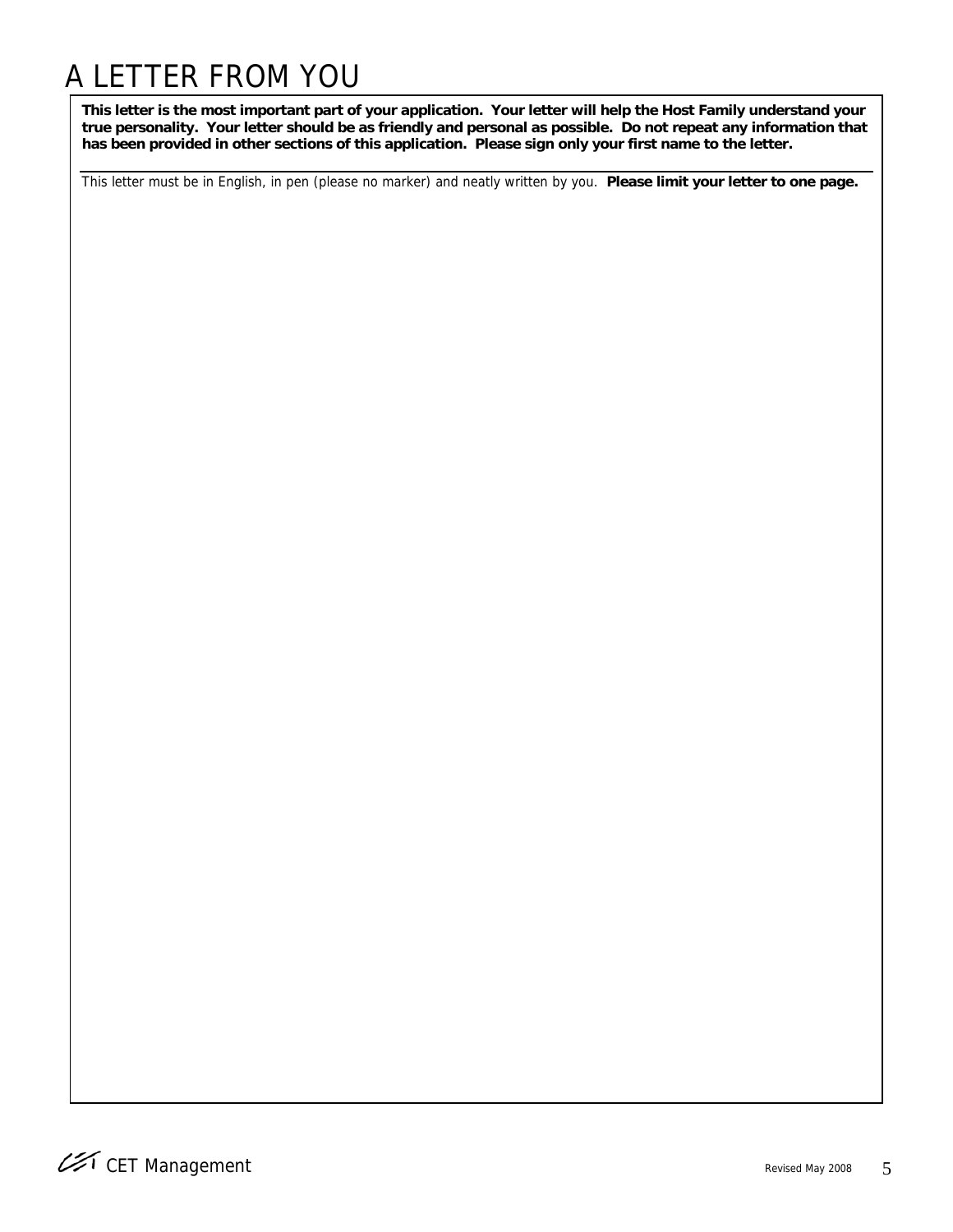# A LETTER FROM YOU

**This letter is the most important part of your application. Your letter will help the Host Family understand your true personality. Your letter should be as friendly and personal as possible. Do not repeat any information that has been provided in other sections of this application. Please sign only your first name to the letter.**

This letter must be in English, in pen (please no marker) and neatly written by you. **Please limit your letter to one page.**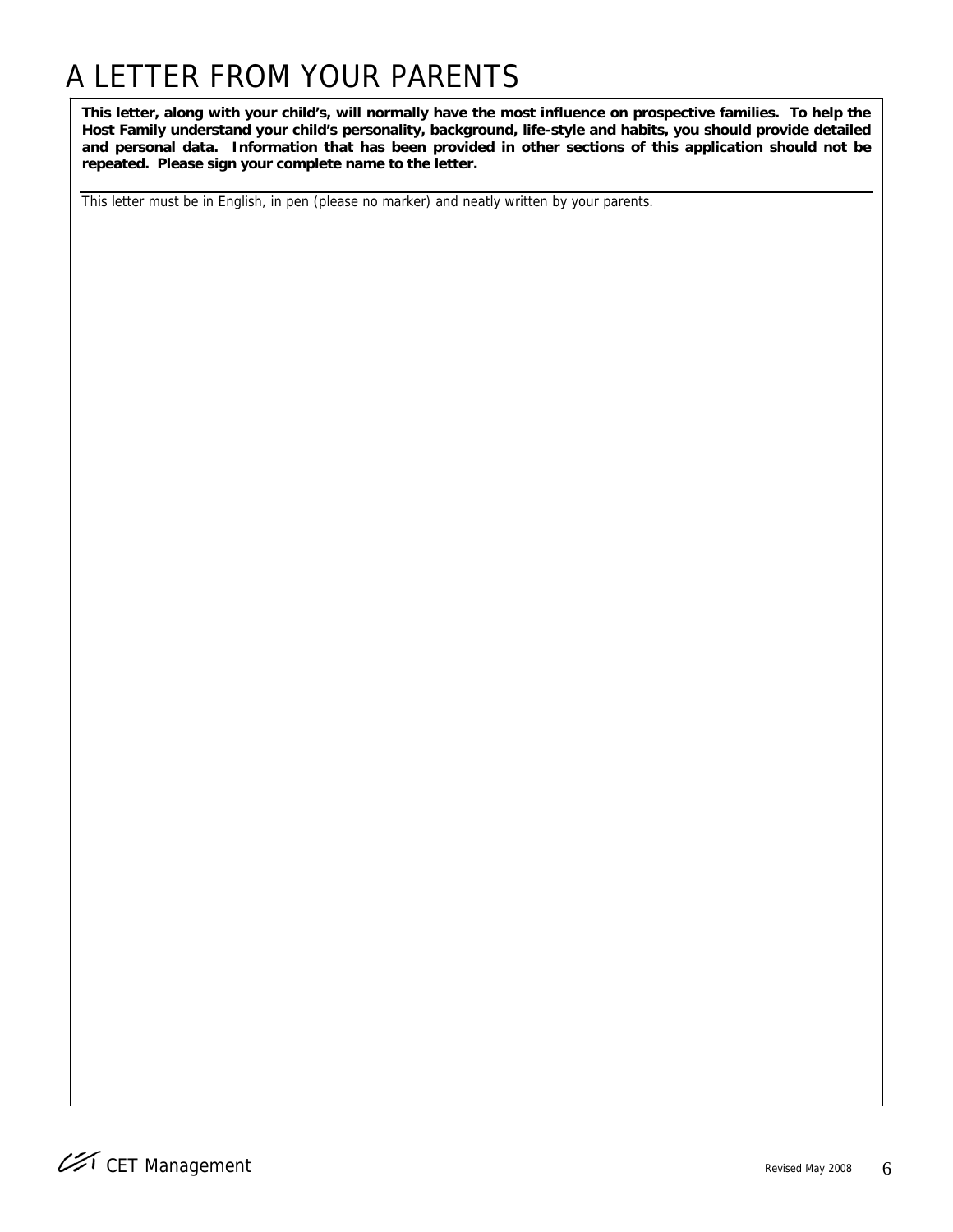# A LETTER FROM YOUR PARENTS

**This letter, along with your child's, will normally have the most influence on prospective families. To help the Host Family understand your child's personality, background, life-style and habits, you should provide detailed and personal data. Information that has been provided in other sections of this application should not be repeated. Please sign your complete name to the letter.**

This letter must be in English, in pen (please no marker) and neatly written by your parents.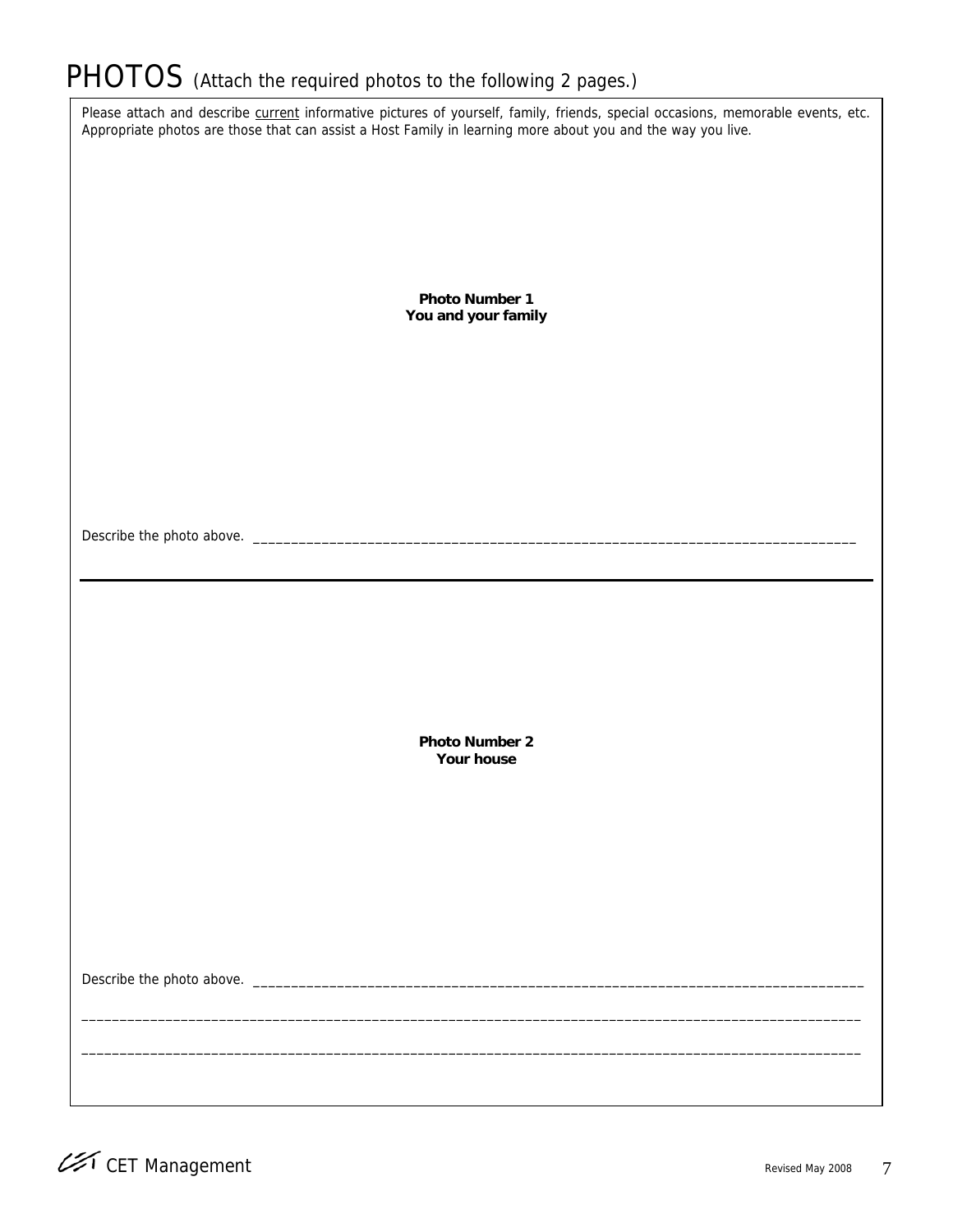# PHOTOS (Attach the required photos to the following 2 pages.)

Please attach and describe current informative pictures of yourself, family, friends, special occasions, memorable events, etc. Appropriate photos are those that can assist a Host Family in learning more about you and the way you live.

**Photo Number 1**
**You and your family**

Describe the photo above. ______________________________________________________________________________

---

**Photo Number 2**
**Your house**

Describe the photo above. ______________________________________________________________________________

______________________________________________________________________________________________________

______________________________________________________________________________________________________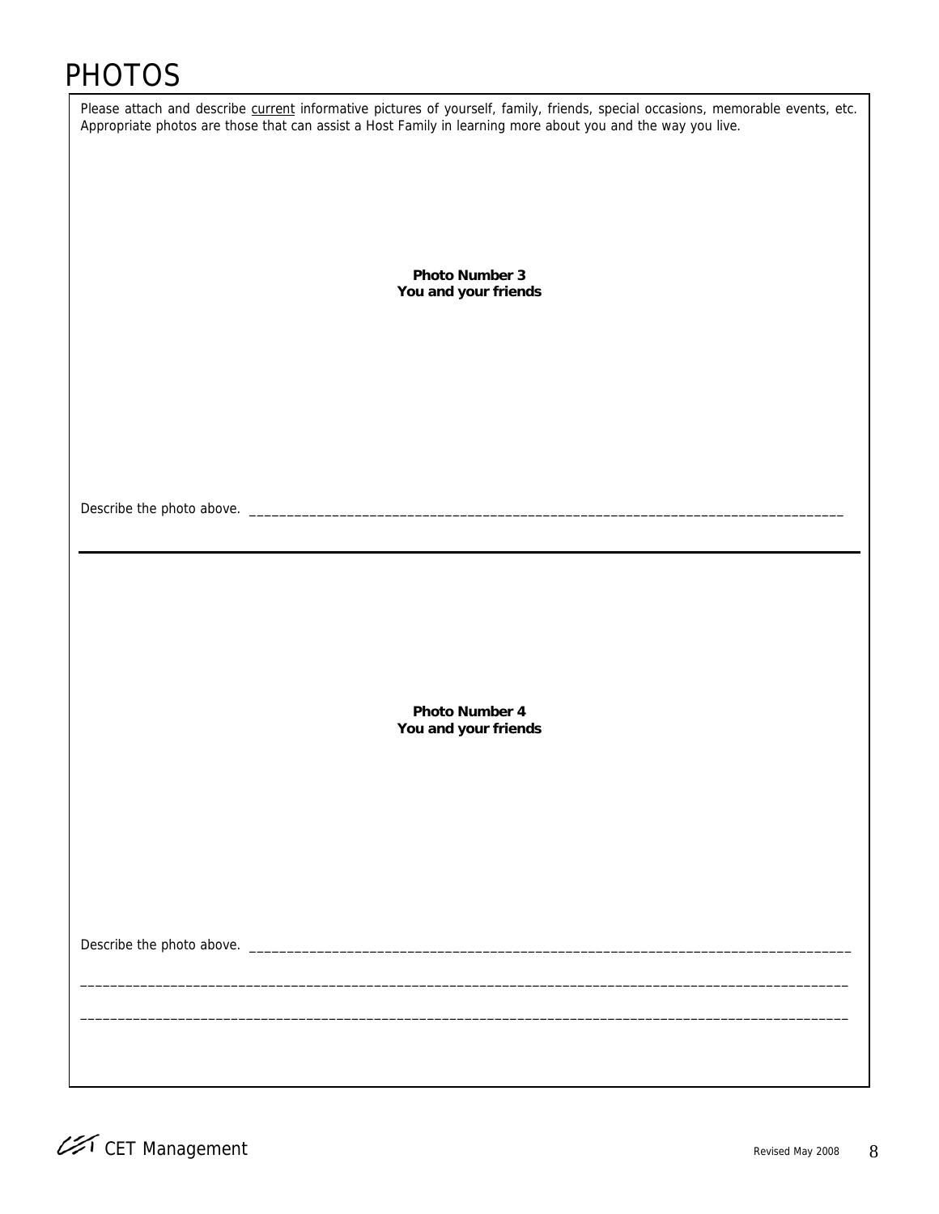# PHOTOS

Please attach and describe current informative pictures of yourself, family, friends, special occasions, memorable events, etc. Appropriate photos are those that can assist a Host Family in learning more about you and the way you live.

**Photo Number 3**
**You and your friends**

Describe the photo above. ___________________________________________________________________________________

---

**Photo Number 4**
**You and your friends**

Describe the photo above. ___________________________________________________________________________________

_____________________________________________________________________________________________________________

_____________________________________________________________________________________________________________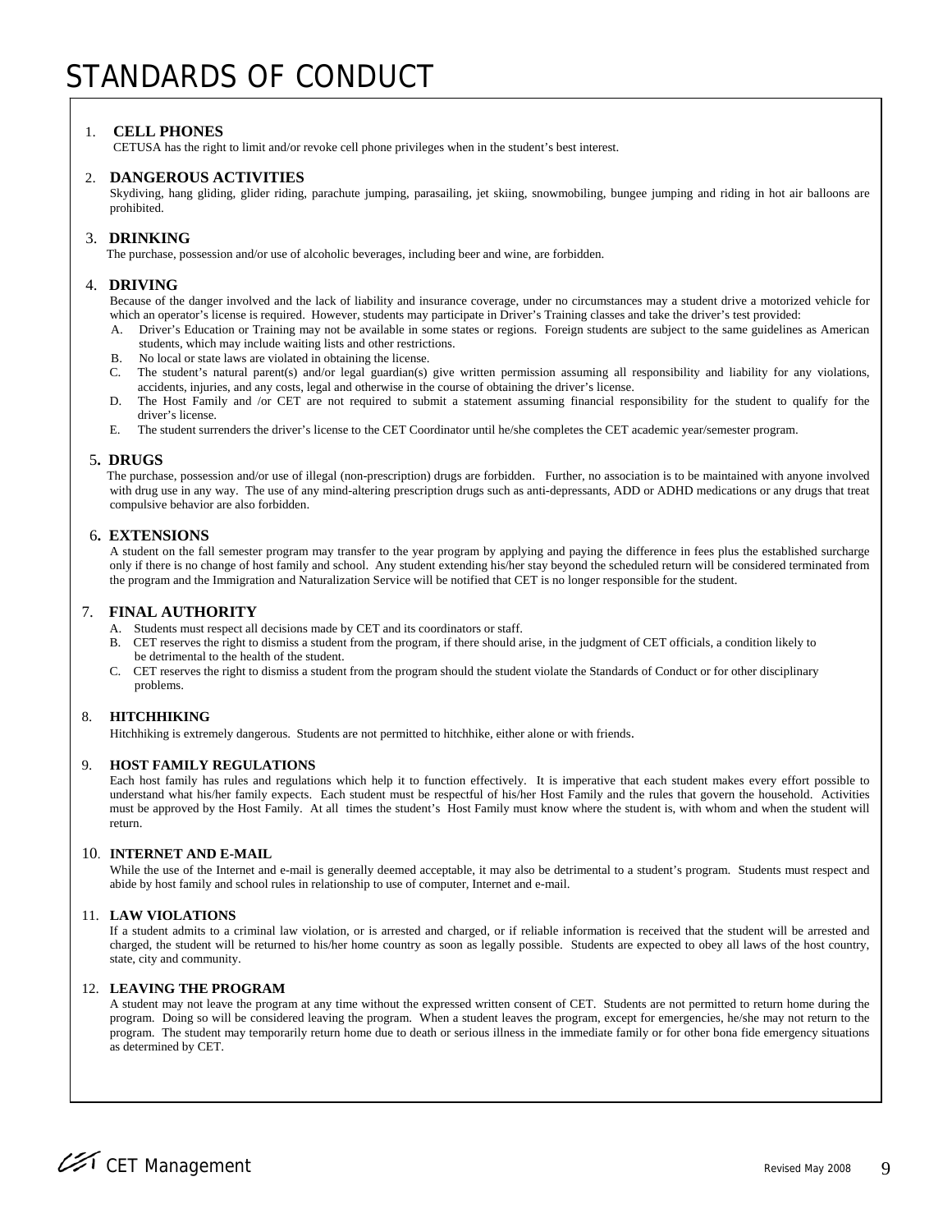# STANDARDS OF CONDUCT

1. **CELL PHONES**
   CETUSA has the right to limit and/or revoke cell phone privileges when in the student's best interest.

2. **DANGEROUS ACTIVITIES**
   Skydiving, hang gliding, glider riding, parachute jumping, parasailing, jet skiing, snowmobiling, bungee jumping and riding in hot air balloons are prohibited.

3. **DRINKING**
   The purchase, possession and/or use of alcoholic beverages, including beer and wine, are forbidden.

4. **DRIVING**
   Because of the danger involved and the lack of liability and insurance coverage, under no circumstances may a student drive a motorized vehicle for which an operator's license is required. However, students may participate in Driver's Training classes and take the driver's test provided:
   A. Driver's Education or Training may not be available in some states or regions. Foreign students are subject to the same guidelines as American students, which may include waiting lists and other restrictions.
   B. No local or state laws are violated in obtaining the license.
   C. The student's natural parent(s) and/or legal guardian(s) give written permission assuming all responsibility and liability for any violations, accidents, injuries, and any costs, legal and otherwise in the course of obtaining the driver's license.
   D. The Host Family and /or CET are not required to submit a statement assuming financial responsibility for the student to qualify for the driver's license.
   E. The student surrenders the driver's license to the CET Coordinator until he/she completes the CET academic year/semester program.

5. **DRUGS**
   The purchase, possession and/or use of illegal (non-prescription) drugs are forbidden. Further, no association is to be maintained with anyone involved with drug use in any way. The use of any mind-altering prescription drugs such as anti-depressants, ADD or ADHD medications or any drugs that treat compulsive behavior are also forbidden.

6. **EXTENSIONS**
   A student on the fall semester program may transfer to the year program by applying and paying the difference in fees plus the established surcharge only if there is no change of host family and school. Any student extending his/her stay beyond the scheduled return will be considered terminated from the program and the Immigration and Naturalization Service will be notified that CET is no longer responsible for the student.

7. **FINAL AUTHORITY**
   A. Students must respect all decisions made by CET and its coordinators or staff.
   B. CET reserves the right to dismiss a student from the program, if there should arise, in the judgment of CET officials, a condition likely to be detrimental to the health of the student.
   C. CET reserves the right to dismiss a student from the program should the student violate the Standards of Conduct or for other disciplinary problems.

8. **HITCHHIKING**
   Hitchhiking is extremely dangerous. Students are not permitted to hitchhike, either alone or with friends.

9. **HOST FAMILY REGULATIONS**
   Each host family has rules and regulations which help it to function effectively. It is imperative that each student makes every effort possible to understand what his/her family expects. Each student must be respectful of his/her Host Family and the rules that govern the household. Activities must be approved by the Host Family. At all times the student's Host Family must know where the student is, with whom and when the student will return.

10. **INTERNET AND E-MAIL**
    While the use of the Internet and e-mail is generally deemed acceptable, it may also be detrimental to a student's program. Students must respect and abide by host family and school rules in relationship to use of computer, Internet and e-mail.

11. **LAW VIOLATIONS**
    If a student admits to a criminal law violation, or is arrested and charged, or if reliable information is received that the student will be arrested and charged, the student will be returned to his/her home country as soon as legally possible. Students are expected to obey all laws of the host country, state, city and community.

12. **LEAVING THE PROGRAM**
    A student may not leave the program at any time without the expressed written consent of CET. Students are not permitted to return home during the program. Doing so will be considered leaving the program. When a student leaves the program, except for emergencies, he/she may not return to the program. The student may temporarily return home due to death or serious illness in the immediate family or for other bona fide emergency situations as determined by CET.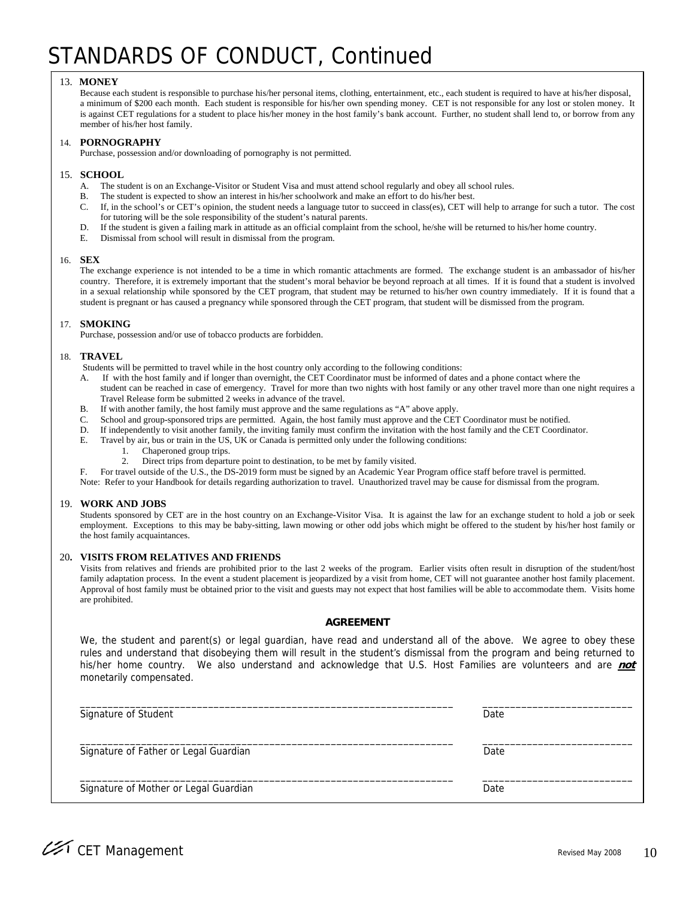# STANDARDS OF CONDUCT, Continued

13. **MONEY**

Because each student is responsible to purchase his/her personal items, clothing, entertainment, etc., each student is required to have at his/her disposal, a minimum of $200 each month. Each student is responsible for his/her own spending money. CET is not responsible for any lost or stolen money. It is against CET regulations for a student to place his/her money in the host family's bank account. Further, no student shall lend to, or borrow from any member of his/her host family.

14. **PORNOGRAPHY**

Purchase, possession and/or downloading of pornography is not permitted.

15. **SCHOOL**

A. The student is on an Exchange-Visitor or Student Visa and must attend school regularly and obey all school rules.
B. The student is expected to show an interest in his/her schoolwork and make an effort to do his/her best.
C. If, in the school's or CET's opinion, the student needs a language tutor to succeed in class(es), CET will help to arrange for such a tutor. The cost for tutoring will be the sole responsibility of the student's natural parents.
D. If the student is given a failing mark in attitude as an official complaint from the school, he/she will be returned to his/her home country.
E. Dismissal from school will result in dismissal from the program.

16. **SEX**

The exchange experience is not intended to be a time in which romantic attachments are formed. The exchange student is an ambassador of his/her country. Therefore, it is extremely important that the student's moral behavior be beyond reproach at all times. If it is found that a student is involved in a sexual relationship while sponsored by the CET program, that student may be returned to his/her own country immediately. If it is found that a student is pregnant or has caused a pregnancy while sponsored through the CET program, that student will be dismissed from the program.

17. **SMOKING**

Purchase, possession and/or use of tobacco products are forbidden.

18. **TRAVEL**

Students will be permitted to travel while in the host country only according to the following conditions:

A. If with the host family and if longer than overnight, the CET Coordinator must be informed of dates and a phone contact where the student can be reached in case of emergency. Travel for more than two nights with host family or any other travel more than one night requires a Travel Release form be submitted 2 weeks in advance of the travel.
B. If with another family, the host family must approve and the same regulations as "A" above apply.
C. School and group-sponsored trips are permitted. Again, the host family must approve and the CET Coordinator must be notified.
D. If independently to visit another family, the inviting family must confirm the invitation with the host family and the CET Coordinator.
E. Travel by air, bus or train in the US, UK or Canada is permitted only under the following conditions:
   1. Chaperoned group trips.
   2. Direct trips from departure point to destination, to be met by family visited.
F. For travel outside of the U.S., the DS-2019 form must be signed by an Academic Year Program office staff before travel is permitted.

Note: Refer to your Handbook for details regarding authorization to travel. Unauthorized travel may be cause for dismissal from the program.

19. **WORK AND JOBS**

Students sponsored by CET are in the host country on an Exchange-Visitor Visa. It is against the law for an exchange student to hold a job or seek employment. Exceptions to this may be baby-sitting, lawn mowing or other odd jobs which might be offered to the student by his/her host family or the host family acquaintances.

20. **VISITS FROM RELATIVES AND FRIENDS**

Visits from relatives and friends are prohibited prior to the last 2 weeks of the program. Earlier visits often result in disruption of the student/host family adaptation process. In the event a student placement is jeopardized by a visit from home, CET will not guarantee another host family placement. Approval of host family must be obtained prior to the visit and guests may not expect that host families will be able to accommodate them. Visits home are prohibited.

## AGREEMENT

We, the student and parent(s) or legal guardian, have read and understand all of the above. We agree to obey these rules and understand that disobeying them will result in the student's dismissal from the program and being returned to his/her home country. We also understand and acknowledge that U.S. Host Families are volunteers and are ***not*** monetarily compensated.

______________________________________________________________________ ___________________________
Signature of Student Date

______________________________________________________________________ ___________________________
Signature of Father or Legal Guardian Date

______________________________________________________________________ ___________________________
Signature of Mother or Legal Guardian Date

CET Management

Revised May 2008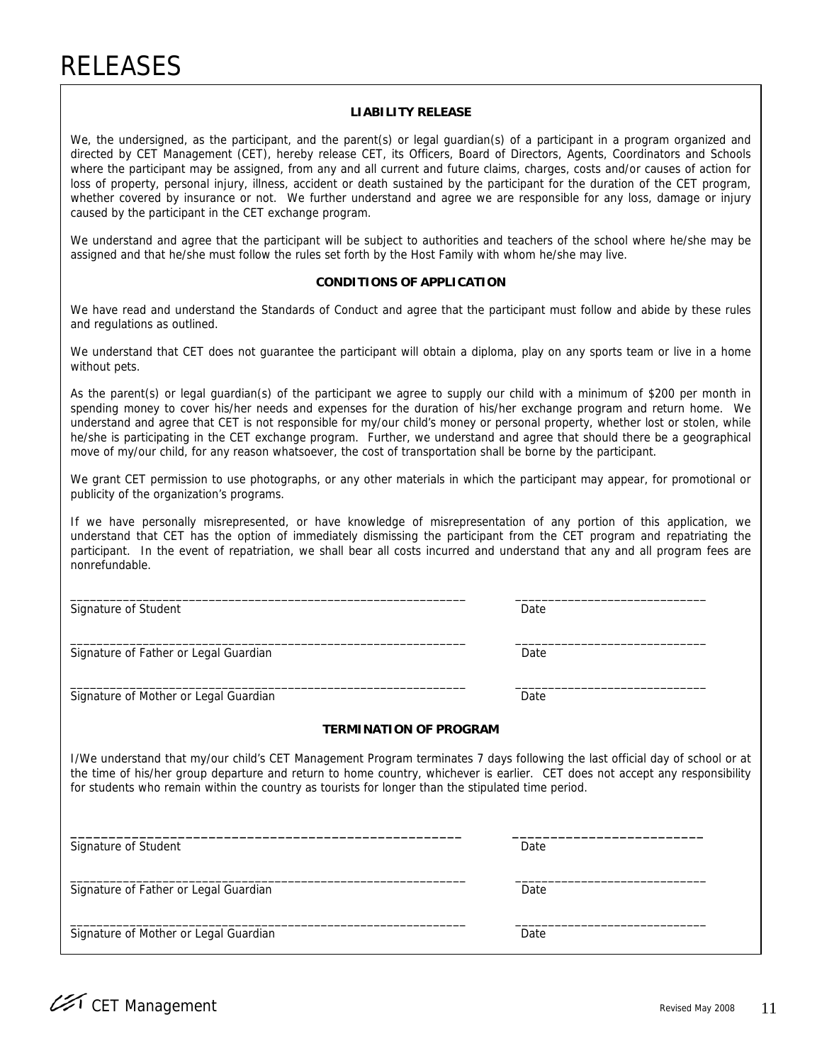# RELEASES

### LIABILITY RELEASE

We, the undersigned, as the participant, and the parent(s) or legal guardian(s) of a participant in a program organized and directed by CET Management (CET), hereby release CET, its Officers, Board of Directors, Agents, Coordinators and Schools where the participant may be assigned, from any and all current and future claims, charges, costs and/or causes of action for loss of property, personal injury, illness, accident or death sustained by the participant for the duration of the CET program, whether covered by insurance or not. We further understand and agree we are responsible for any loss, damage or injury caused by the participant in the CET exchange program.

We understand and agree that the participant will be subject to authorities and teachers of the school where he/she may be assigned and that he/she must follow the rules set forth by the Host Family with whom he/she may live.

### CONDITIONS OF APPLICATION

We have read and understand the Standards of Conduct and agree that the participant must follow and abide by these rules and regulations as outlined.

We understand that CET does not guarantee the participant will obtain a diploma, play on any sports team or live in a home without pets.

As the parent(s) or legal guardian(s) of the participant we agree to supply our child with a minimum of $200 per month in spending money to cover his/her needs and expenses for the duration of his/her exchange program and return home. We understand and agree that CET is not responsible for my/our child's money or personal property, whether lost or stolen, while he/she is participating in the CET exchange program. Further, we understand and agree that should there be a geographical move of my/our child, for any reason whatsoever, the cost of transportation shall be borne by the participant.

We grant CET permission to use photographs, or any other materials in which the participant may appear, for promotional or publicity of the organization's programs.

If we have personally misrepresented, or have knowledge of misrepresentation of any portion of this application, we understand that CET has the option of immediately dismissing the participant from the CET program and repatriating the participant. In the event of repatriation, we shall bear all costs incurred and understand that any and all program fees are nonrefundable.

______________________________________________ ________________________
Signature of Student Date

______________________________________________ ________________________
Signature of Father or Legal Guardian Date

______________________________________________ ________________________
Signature of Mother or Legal Guardian Date

### TERMINATION OF PROGRAM

I/We understand that my/our child's CET Management Program terminates 7 days following the last official day of school or at the time of his/her group departure and return to home country, whichever is earlier. CET does not accept any responsibility for students who remain within the country as tourists for longer than the stipulated time period.

______________________________________________ ________________________
Signature of Student Date

______________________________________________ ________________________
Signature of Father or Legal Guardian Date

______________________________________________ ________________________
Signature of Mother or Legal Guardian Date

CET Management

Revised May 2008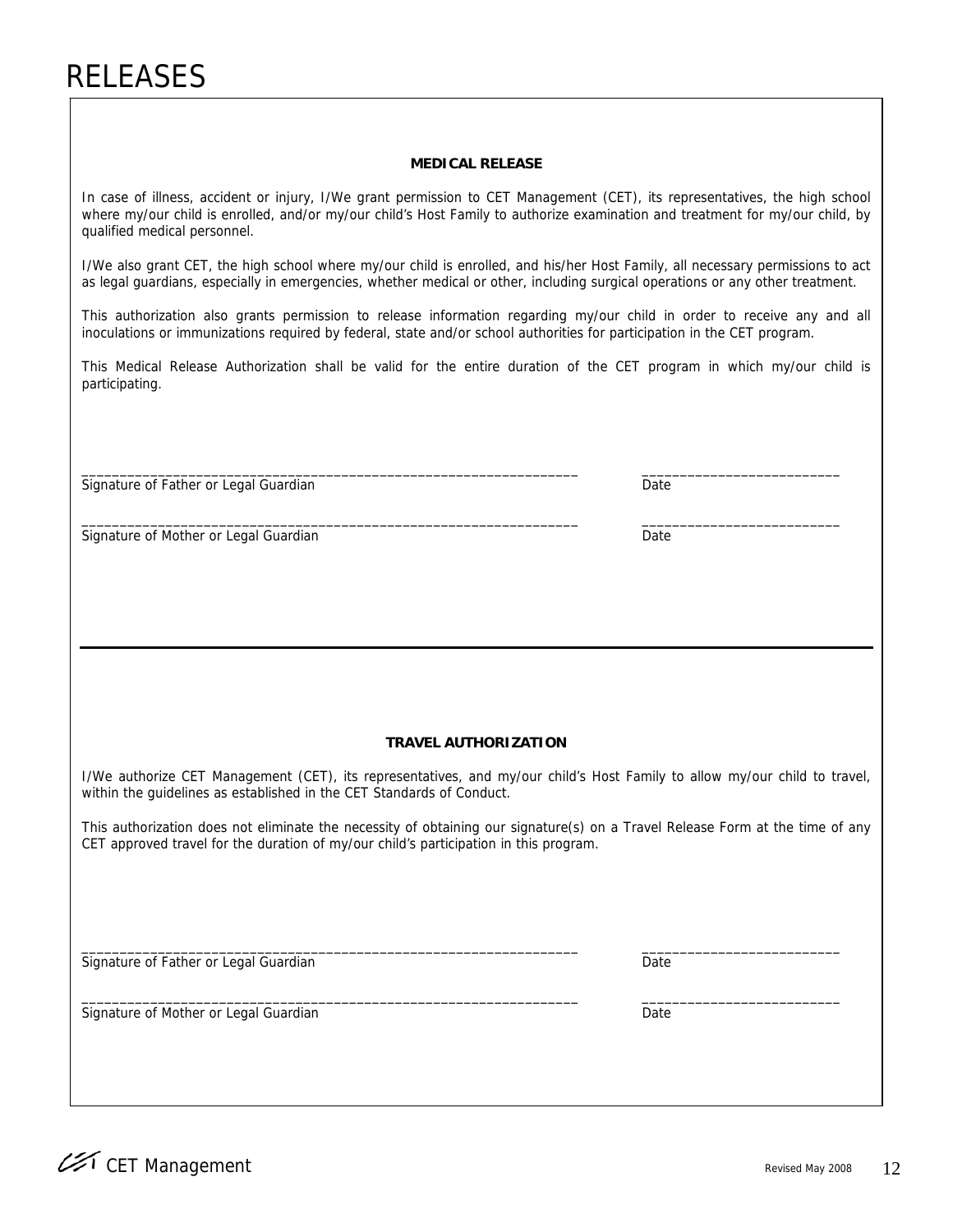# RELEASES

### MEDICAL RELEASE

In case of illness, accident or injury, I/We grant permission to CET Management (CET), its representatives, the high school where my/our child is enrolled, and/or my/our child's Host Family to authorize examination and treatment for my/our child, by qualified medical personnel.

I/We also grant CET, the high school where my/our child is enrolled, and his/her Host Family, all necessary permissions to act as legal guardians, especially in emergencies, whether medical or other, including surgical operations or any other treatment.

This authorization also grants permission to release information regarding my/our child in order to receive any and all inoculations or immunizations required by federal, state and/or school authorities for participation in the CET program.

This Medical Release Authorization shall be valid for the entire duration of the CET program in which my/our child is participating.

_________________________________________________________________ ________________________

Signature of Father or Legal Guardian Date

_________________________________________________________________ ________________________

Signature of Mother or Legal Guardian Date

---

### TRAVEL AUTHORIZATION

I/We authorize CET Management (CET), its representatives, and my/our child's Host Family to allow my/our child to travel, within the guidelines as established in the CET Standards of Conduct.

This authorization does not eliminate the necessity of obtaining our signature(s) on a Travel Release Form at the time of any CET approved travel for the duration of my/our child's participation in this program.

_________________________________________________________________ ________________________

Signature of Father or Legal Guardian Date

_________________________________________________________________ ________________________

Signature of Mother or Legal Guardian Date

CET Management Revised May 2008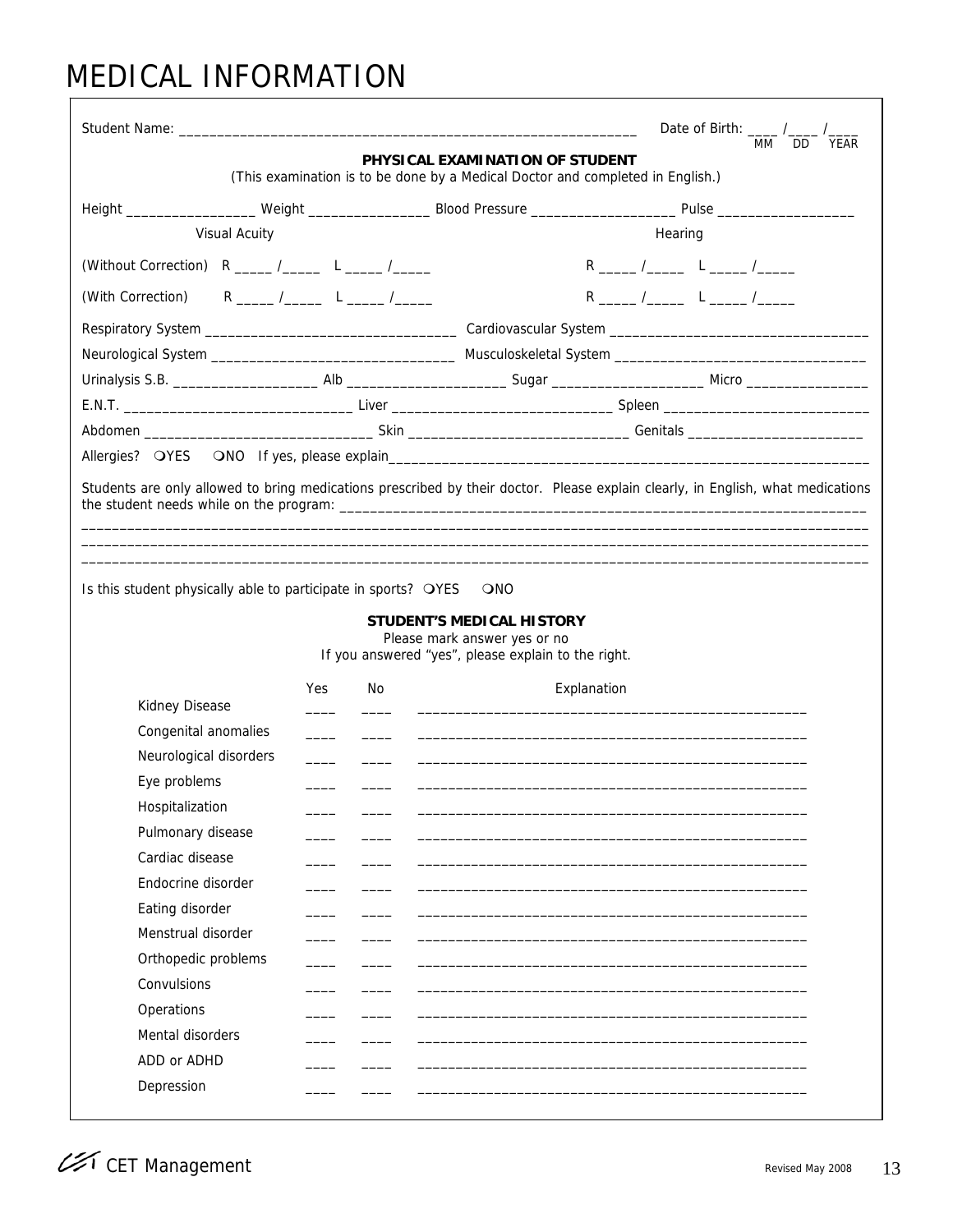# MEDICAL INFORMATION

Student Name: ______________________________________________________________ Date of Birth: ____ /____ /____
MM DD YEAR

**PHYSICAL EXAMINATION OF STUDENT**
(This examination is to be done by a Medical Doctor and completed in English.)

Height _________________ Weight ________________ Blood Pressure ___________________ Pulse __________________

Visual Acuity — Hearing

(Without Correction) R _____ /_____ L _____ /_____ — R _____ /_____ L _____ /_____

(With Correction) R _____ /_____ L _____ /_____ — R _____ /_____ L _____ /_____

Respiratory System _________________________________ Cardiovascular System __________________________________

Neurological System ________________________________ Musculoskeletal System _________________________________

Urinalysis S.B. ___________________ Alb _____________________ Sugar ___________________ Micro ________________

E.N.T. ______________________________ Liver _____________________________ Spleen ___________________________

Abdomen ______________________________ Skin _____________________________ Genitals _______________________

Allergies? ❍YES ❍NO If yes, please explain_________________________________________________________________

Students are only allowed to bring medications prescribed by their doctor. Please explain clearly, in English, what medications the student needs while on the program: _______________________________________________________________________

_______________________________________________________________________________________________

_______________________________________________________________________________________________

_______________________________________________________________________________________________

Is this student physically able to participate in sports? ❍YES ❍NO

**STUDENT'S MEDICAL HISTORY**
Please mark answer yes or no
If you answered "yes", please explain to the right.

| | Yes | No | Explanation |
|---|---|---|---|
| Kidney Disease | ____ | ____ | ______________________________________________________ |
| Congenital anomalies | ____ | ____ | ______________________________________________________ |
| Neurological disorders | ____ | ____ | ______________________________________________________ |
| Eye problems | ____ | ____ | ______________________________________________________ |
| Hospitalization | ____ | ____ | ______________________________________________________ |
| Pulmonary disease | ____ | ____ | ______________________________________________________ |
| Cardiac disease | ____ | ____ | ______________________________________________________ |
| Endocrine disorder | ____ | ____ | ______________________________________________________ |
| Eating disorder | ____ | ____ | ______________________________________________________ |
| Menstrual disorder | ____ | ____ | ______________________________________________________ |
| Orthopedic problems | ____ | ____ | ______________________________________________________ |
| Convulsions | ____ | ____ | ______________________________________________________ |
| Operations | ____ | ____ | ______________________________________________________ |
| Mental disorders | ____ | ____ | ______________________________________________________ |
| ADD or ADHD | ____ | ____ | ______________________________________________________ |
| Depression | ____ | ____ | ______________________________________________________ |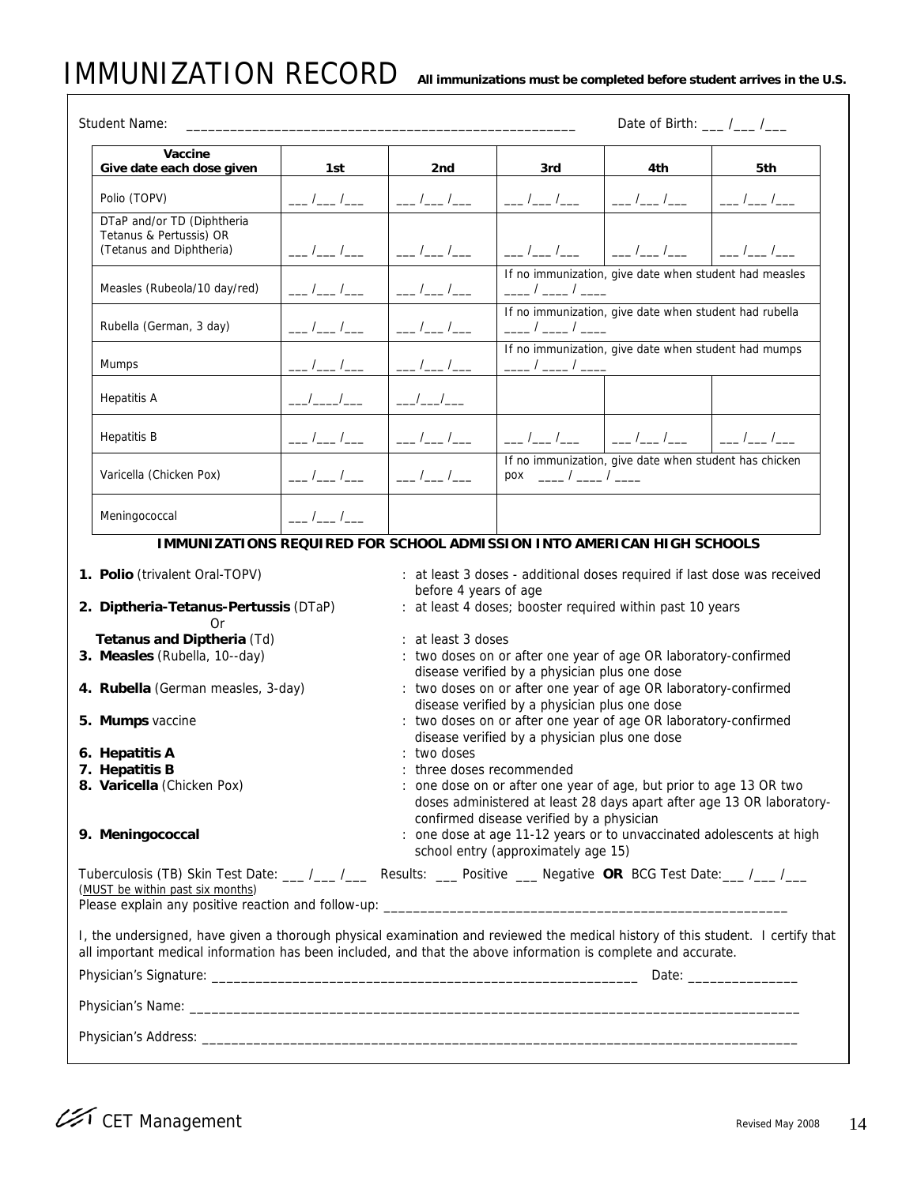# IMMUNIZATION RECORD

**All immunizations must be completed before student arrives in the U.S.**

Student Name: ______________________________________________________ Date of Birth: ___ /___ /___

| Vaccine<br>Give date each dose given | 1st | 2nd | 3rd | 4th | 5th |
|---|---|---|---|---|---|
| Polio (TOPV) | ___ /___ /___ | ___ /___ /___ | ___ /___ /___ | ___ /___ /___ | ___ /___ /___ |
| DTaP and/or TD (Diphtheria Tetanus & Pertussis) OR (Tetanus and Diphtheria) | ___ /___ /___ | ___ /___ /___ | ___ /___ /___ | ___ /___ /___ | ___ /___ /___ |
| Measles (Rubeola/10 day/red) | ___ /___ /___ | ___ /___ /___ | If no immunization, give date when student had measles ____ / ____ / ____ | | |
| Rubella (German, 3 day) | ___ /___ /___ | ___ /___ /___ | If no immunization, give date when student had rubella ____ / ____ / ____ | | |
| Mumps | ___ /___ /___ | ___ /___ /___ | If no immunization, give date when student had mumps ____ / ____ / ____ | | |
| Hepatitis A | ___/____/___ | ___/___/___ | | | |
| Hepatitis B | ___ /___ /___ | ___ /___ /___ | ___ /___ /___ | ___ /___ /___ | ___ /___ /___ |
| Varicella (Chicken Pox) | ___ /___ /___ | ___ /___ /___ | If no immunization, give date when student has chicken pox ____ / ____ / ____ | | |
| Meningococcal | ___ /___ /___ | | | | |

**IMMUNIZATIONS REQUIRED FOR SCHOOL ADMISSION INTO AMERICAN HIGH SCHOOLS**

1. **Polio** (trivalent Oral-TOPV) : at least 3 doses - additional doses required if last dose was received before 4 years of age
2. **Diptheria-Tetanus-Pertussis** (DTaP) : at least 4 doses; booster required within past 10 years
   Or
   **Tetanus and Diptheria** (Td) : at least 3 doses
3. **Measles** (Rubella, 10--day) : two doses on or after one year of age OR laboratory-confirmed disease verified by a physician plus one dose
4. **Rubella** (German measles, 3-day) : two doses on or after one year of age OR laboratory-confirmed disease verified by a physician plus one dose
5. **Mumps** vaccine : two doses on or after one year of age OR laboratory-confirmed disease verified by a physician plus one dose
6. **Hepatitis A** : two doses
7. **Hepatitis B** : three doses recommended
8. **Varicella** (Chicken Pox) : one dose on or after one year of age, but prior to age 13 OR two doses administered at least 28 days apart after age 13 OR laboratory-confirmed disease verified by a physician
9. **Meningococcal** : one dose at age 11-12 years or to unvaccinated adolescents at high school entry (approximately age 15)

Tuberculosis (TB) Skin Test Date: ___ /___ /___ Results: ___ Positive ___ Negative **OR** BCG Test Date:___ /___ /___
(MUST be within past six months)

Please explain any positive reaction and follow-up: ______________________________________________________

I, the undersigned, have given a thorough physical examination and reviewed the medical history of this student. I certify that all important medical information has been included, and that the above information is complete and accurate.

Physician's Signature: ____________________________________________________________ Date: _______________

Physician's Name: ____________________________________________________________________________________

Physician's Address: __________________________________________________________________________________

CET Management

Revised May 2008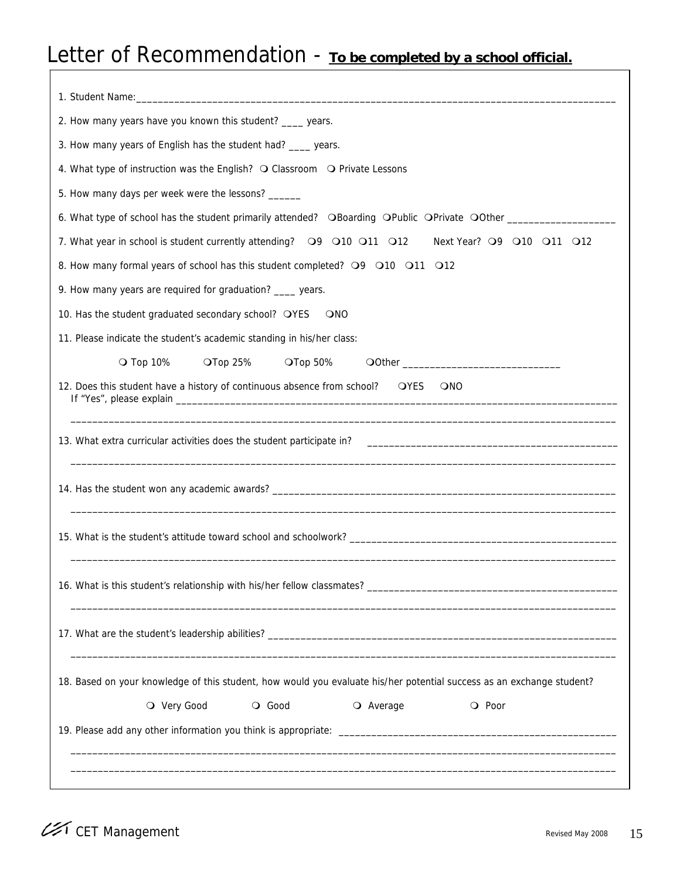# Letter of Recommendation - **To be completed by a school official.**

1. Student Name:_______________________________________________________________________________________

2. How many years have you known this student? ____ years.

3. How many years of English has the student had? ____ years.

4. What type of instruction was the English? ❍ Classroom ❍ Private Lessons

5. How many days per week were the lessons? ______

6. What type of school has the student primarily attended? ❍Boarding ❍Public ❍Private ❍Other ___________________

7. What year in school is student currently attending? ❍9 ❍10 ❍11 ❍12 Next Year? ❍9 ❍10 ❍11 ❍12

8. How many formal years of school has this student completed? ❍9 ❍10 ❍11 ❍12

9. How many years are required for graduation? ____ years.

10. Has the student graduated secondary school? ❍YES ❍NO

11. Please indicate the student's academic standing in his/her class:

    ❍ Top 10% ❍Top 25% ❍Top 50% ❍Other ____________________________

12. Does this student have a history of continuous absence from school? ❍YES ❍NO
    If "Yes", please explain ___________________________________________________________________________

    _______________________________________________________________________________________________

13. What extra curricular activities does the student participate in? ____________________________________________

    _______________________________________________________________________________________________

14. Has the student won any academic awards? ______________________________________________________________

    _______________________________________________________________________________________________

15. What is the student's attitude toward school and schoolwork? _______________________________________________

    _______________________________________________________________________________________________

16. What is this student's relationship with his/her fellow classmates? ___________________________________________

    _______________________________________________________________________________________________

17. What are the student's leadership abilities? ____________________________________________________________

    _______________________________________________________________________________________________

18. Based on your knowledge of this student, how would you evaluate his/her potential success as an exchange student?

    ❍ Very Good ❍ Good ❍ Average ❍ Poor

19. Please add any other information you think is appropriate: ________________________________________________

    _______________________________________________________________________________________________

    _______________________________________________________________________________________________

CET Management

Revised May 2008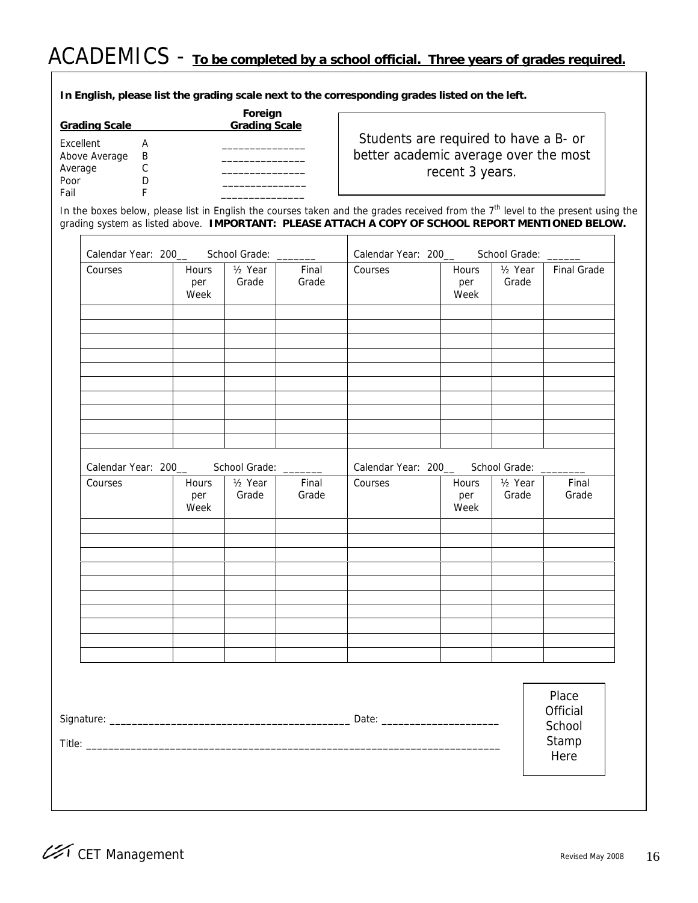# ACADEMICS - **To be completed by a school official. Three years of grades required.**

**In English, please list the grading scale next to the corresponding grades listed on the left.**

| Grading Scale | | Foreign Grading Scale |
|---|---|---|
| Excellent | A | _______________ |
| Above Average | B | _______________ |
| Average | C | _______________ |
| Poor | D | _______________ |
| Fail | F | _______________ |

Students are required to have a B- or better academic average over the most recent 3 years.

In the boxes below, please list in English the courses taken and the grades received from the 7th level to the present using the grading system as listed above. **IMPORTANT: PLEASE ATTACH A COPY OF SCHOOL REPORT MENTIONED BELOW.**

| Calendar Year: 200__ School Grade: _______ | | | | Calendar Year: 200__ School Grade: ______ | | | |
|---|---|---|---|---|---|---|---|
| Courses | Hours per Week | ½ Year Grade | Final Grade | Courses | Hours per Week | ½ Year Grade | Final Grade |
| | | | | | | | |
| | | | | | | | |
| | | | | | | | |
| | | | | | | | |
| | | | | | | | |
| | | | | | | | |
| | | | | | | | |
| | | | | | | | |
| | | | | | | | |
| | | | | | | | |

| Calendar Year: 200__ School Grade: _______ | | | | Calendar Year: 200__ School Grade: ________ | | | |
|---|---|---|---|---|---|---|---|
| Courses | Hours per Week | ½ Year Grade | Final Grade | Courses | Hours per Week | ½ Year Grade | Final Grade |
| | | | | | | | |
| | | | | | | | |
| | | | | | | | |
| | | | | | | | |
| | | | | | | | |
| | | | | | | | |
| | | | | | | | |
| | | | | | | | |
| | | | | | | | |
| | | | | | | | |

Signature: ___________________________________________ Date: _____________________

Title: ___________________________________________________________________________

Place Official School Stamp Here

CET Management

Revised May 2008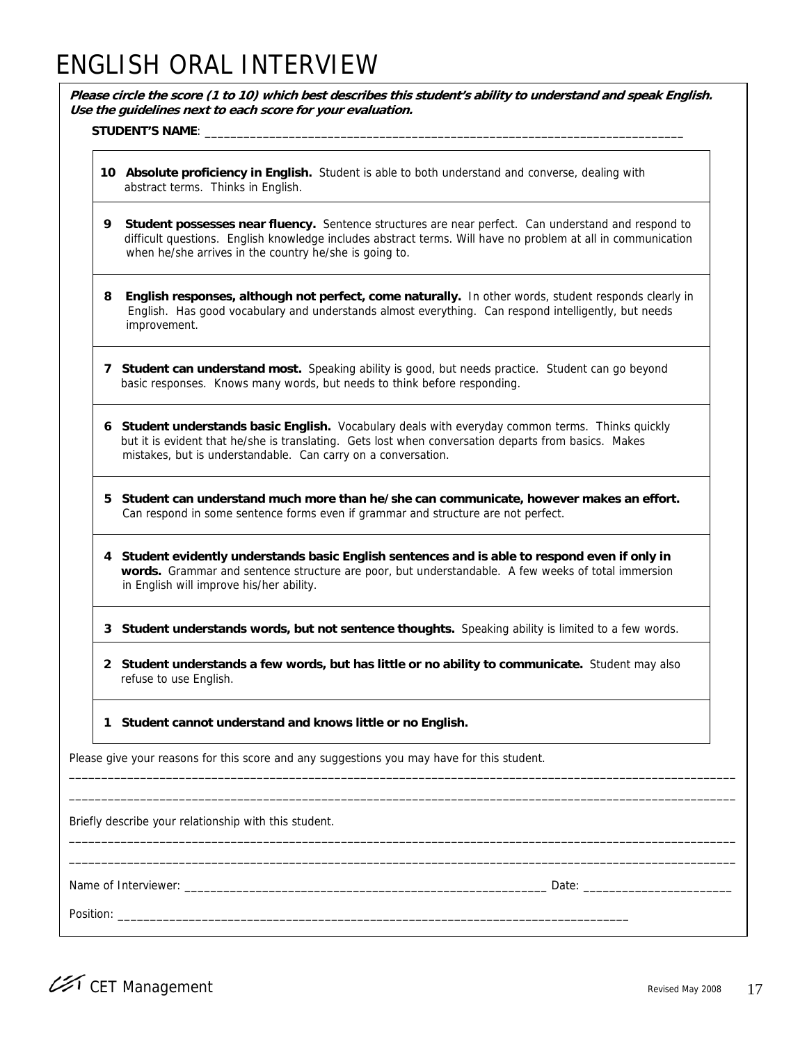# ENGLISH ORAL INTERVIEW

***Please circle the score (1 to 10) which best describes this student's ability to understand and speak English. Use the guidelines next to each score for your evaluation.***

**STUDENT'S NAME**: ___________________________________________________________________________

**10 Absolute proficiency in English.** Student is able to both understand and converse, dealing with abstract terms. Thinks in English.

**9 Student possesses near fluency.** Sentence structures are near perfect. Can understand and respond to difficult questions. English knowledge includes abstract terms. Will have no problem at all in communication when he/she arrives in the country he/she is going to.

**8 English responses, although not perfect, come naturally.** In other words, student responds clearly in English. Has good vocabulary and understands almost everything. Can respond intelligently, but needs improvement.

**7 Student can understand most.** Speaking ability is good, but needs practice. Student can go beyond basic responses. Knows many words, but needs to think before responding.

**6 Student understands basic English.** Vocabulary deals with everyday common terms. Thinks quickly but it is evident that he/she is translating. Gets lost when conversation departs from basics. Makes mistakes, but is understandable. Can carry on a conversation.

**5 Student can understand much more than he/she can communicate, however makes an effort.** Can respond in some sentence forms even if grammar and structure are not perfect.

**4 Student evidently understands basic English sentences and is able to respond even if only in words.** Grammar and sentence structure are poor, but understandable. A few weeks of total immersion in English will improve his/her ability.

**3 Student understands words, but not sentence thoughts.** Speaking ability is limited to a few words.

**2 Student understands a few words, but has little or no ability to communicate.** Student may also refuse to use English.

**1 Student cannot understand and knows little or no English.**

Please give your reasons for this score and any suggestions you may have for this student.

_____________________________________________________________________________________________

_____________________________________________________________________________________________

Briefly describe your relationship with this student.

_____________________________________________________________________________________________

_____________________________________________________________________________________________

Name of Interviewer: _________________________________________________________ Date: _______________________

Position: _________________________________________________________________________________

CET Management

Revised May 2008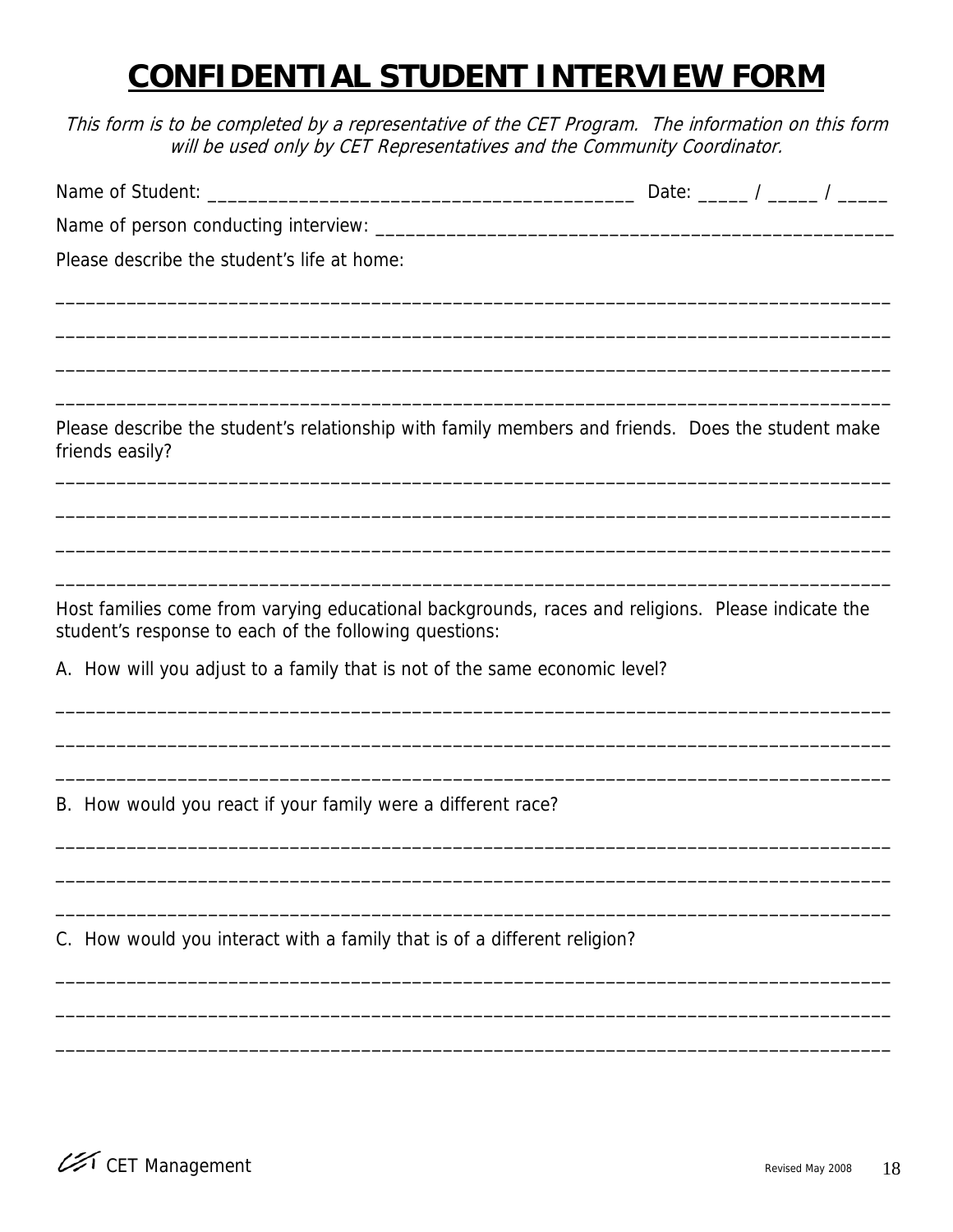# CONFIDENTIAL STUDENT INTERVIEW FORM

*This form is to be completed by a representative of the CET Program. The information on this form will be used only by CET Representatives and the Community Coordinator.*

Name of Student: ____________________________________________ Date: _____ / _____ / _____

Name of person conducting interview: ____________________________________________________

Please describe the student's life at home:

_______________________________________________________________________________________

_______________________________________________________________________________________

_______________________________________________________________________________________

_______________________________________________________________________________________

Please describe the student's relationship with family members and friends. Does the student make friends easily?

_______________________________________________________________________________________

_______________________________________________________________________________________

_______________________________________________________________________________________

_______________________________________________________________________________________

Host families come from varying educational backgrounds, races and religions. Please indicate the student's response to each of the following questions:

A. How will you adjust to a family that is not of the same economic level?

_______________________________________________________________________________________

_______________________________________________________________________________________

_______________________________________________________________________________________

B. How would you react if your family were a different race?

_______________________________________________________________________________________

_______________________________________________________________________________________

_______________________________________________________________________________________

C. How would you interact with a family that is of a different religion?

_______________________________________________________________________________________

_______________________________________________________________________________________

_______________________________________________________________________________________

CET Management

Revised May 2008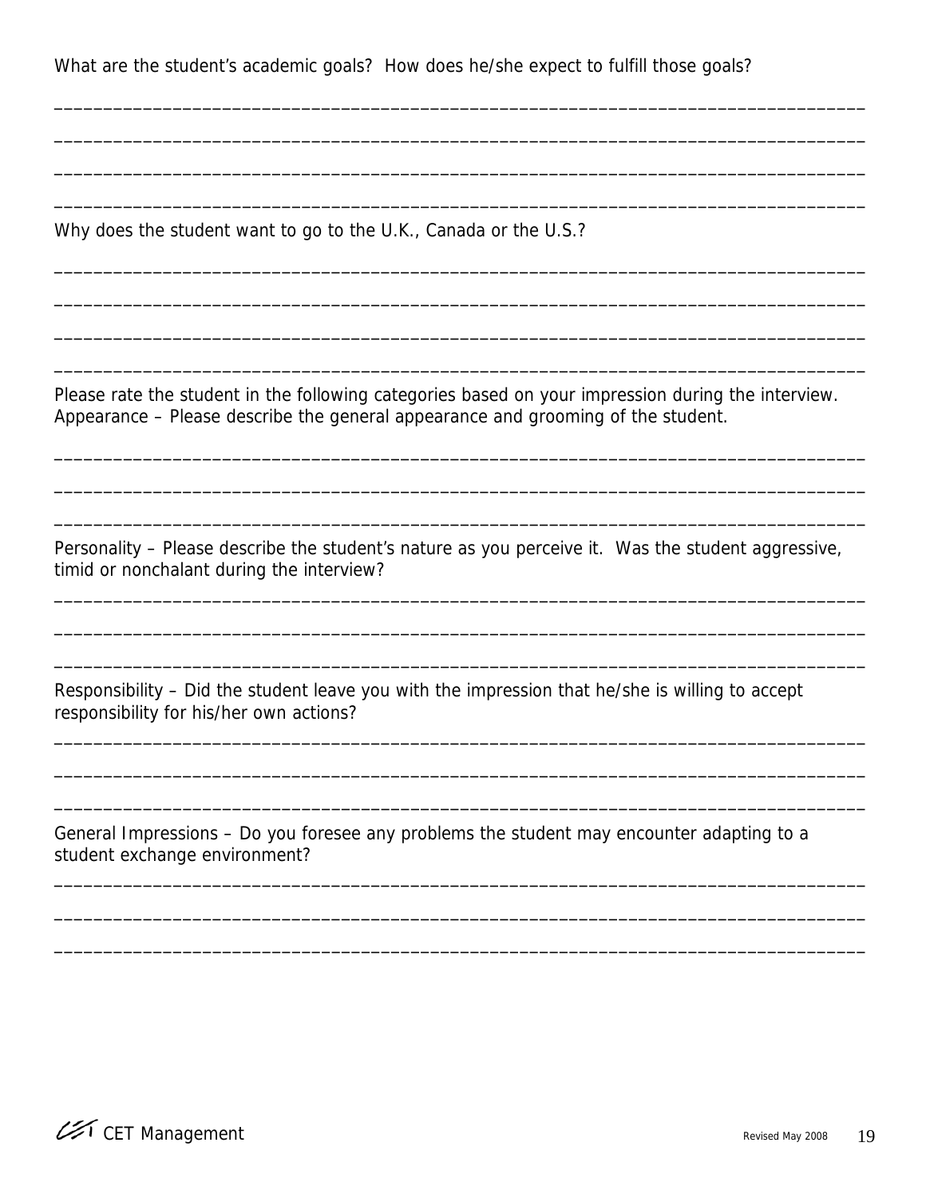What are the student's academic goals? How does he/she expect to fulfill those goals?

_______________________________________________________________________________________

_______________________________________________________________________________________

_______________________________________________________________________________________

_______________________________________________________________________________________

Why does the student want to go to the U.K., Canada or the U.S.?

_______________________________________________________________________________________

_______________________________________________________________________________________

_______________________________________________________________________________________

_______________________________________________________________________________________

Please rate the student in the following categories based on your impression during the interview.
Appearance – Please describe the general appearance and grooming of the student.

_______________________________________________________________________________________

_______________________________________________________________________________________

_______________________________________________________________________________________

Personality – Please describe the student's nature as you perceive it. Was the student aggressive, timid or nonchalant during the interview?

_______________________________________________________________________________________

_______________________________________________________________________________________

_______________________________________________________________________________________

Responsibility – Did the student leave you with the impression that he/she is willing to accept responsibility for his/her own actions?

_______________________________________________________________________________________

_______________________________________________________________________________________

_______________________________________________________________________________________

General Impressions – Do you foresee any problems the student may encounter adapting to a student exchange environment?

_______________________________________________________________________________________

_______________________________________________________________________________________

_______________________________________________________________________________________